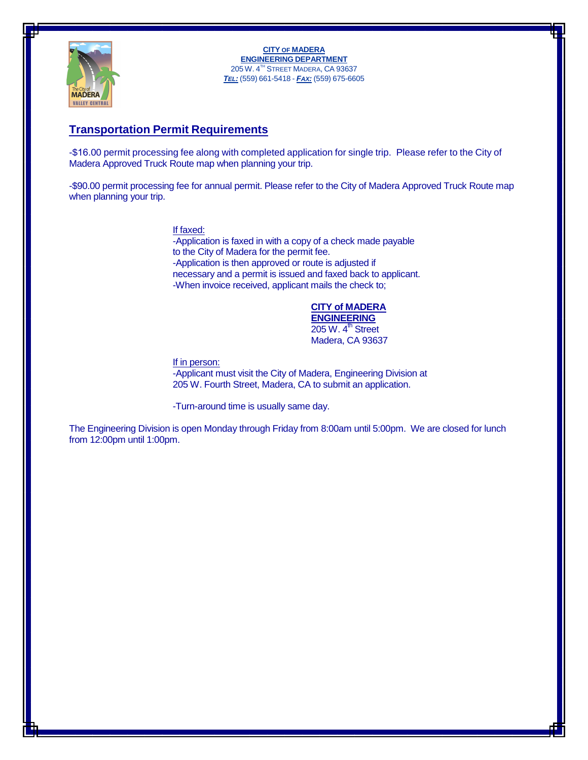**CITY OF MADERA**
**ENGINEERING DEPARTMENT**
205 W. 4TH STREET MADERA, CA 93637
***TEL:*** (559) 661-5418 - ***FAX:*** (559) 675-6605

## Transportation Permit Requirements

-$16.00 permit processing fee along with completed application for single trip. Please refer to the City of Madera Approved Truck Route map when planning your trip.

-$90.00 permit processing fee for annual permit. Please refer to the City of Madera Approved Truck Route map when planning your trip.

If faxed:
-Application is faxed in with a copy of a check made payable to the City of Madera for the permit fee.
-Application is then approved or route is adjusted if necessary and a permit is issued and faxed back to applicant.
-When invoice received, applicant mails the check to;

**CITY of MADERA**
**ENGINEERING**
205 W. 4th Street
Madera, CA 93637

If in person:
-Applicant must visit the City of Madera, Engineering Division at 205 W. Fourth Street, Madera, CA to submit an application.

-Turn-around time is usually same day.

The Engineering Division is open Monday through Friday from 8:00am until 5:00pm. We are closed for lunch from 12:00pm until 1:00pm.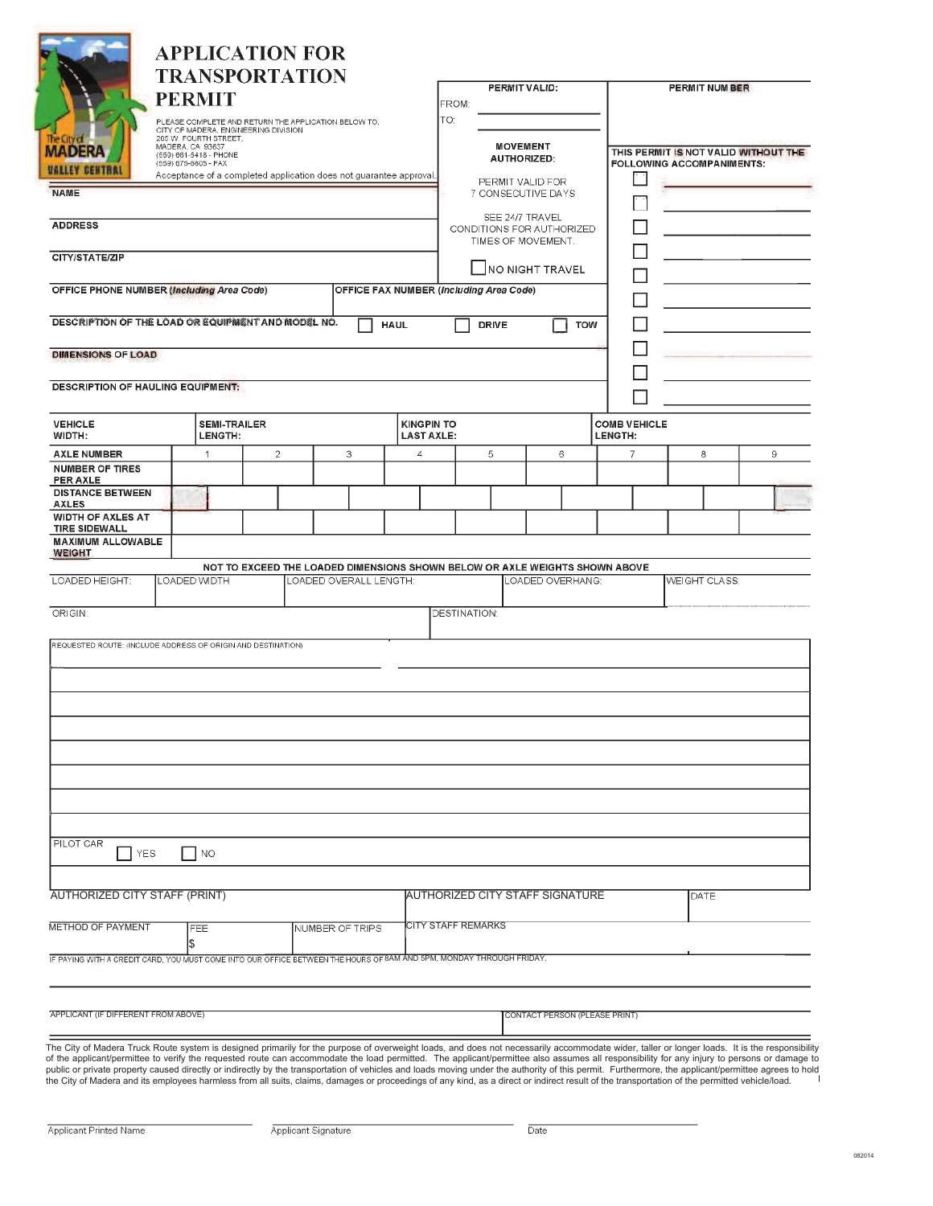# APPLICATION FOR TRANSPORTATION PERMIT

PLEASE COMPLETE AND RETURN THE APPLICATION BELOW TO:
CITY OF MADERA, ENGINEERING DIVISION
205 W. FOURTH STREET,
MADERA, CA 93637
(559) 661-5418 - PHONE
(559) 675-5605 - FAX

Acceptance of a completed application does not guarantee approval.

| PERMIT VALID: | PERMIT NUMBER |
|---|---|
| FROM: | |
| TO: | |

**MOVEMENT AUTHORIZED:**

PERMIT VALID FOR 7 CONSECUTIVE DAYS

SEE 24/7 TRAVEL CONDITIONS FOR AUTHORIZED TIMES OF MOVEMENT.

☐ NO NIGHT TRAVEL

**THIS PERMIT IS NOT VALID WITHOUT THE FOLLOWING ACCOMPANIMENTS:**

☐ ______
☐ ______
☐ ______
☐ ______
☐ ______
☐ ______
☐ ______
☐ ______
☐ ______
☐ ______

**NAME**

**ADDRESS**

**CITY/STATE/ZIP**

| **OFFICE PHONE NUMBER (*Including Area Code*)** | **OFFICE FAX NUMBER (*Including Area Code*)** |
|---|---|
| | |

**DESCRIPTION OF THE LOAD OR EQUIPMENT AND MODEL NO.** ☐ HAUL ☐ DRIVE ☐ TOW

**DIMENSIONS OF LOAD**

**DESCRIPTION OF HAULING EQUIPMENT:**

| VEHICLE WIDTH: | SEMI-TRAILER LENGTH: | KINGPIN TO LAST AXLE: | COMB VEHICLE LENGTH: |
|---|---|---|---|
| | | | |

| AXLE NUMBER | 1 | 2 | 3 | 4 | 5 | 6 | 7 | 8 | 9 |
|---|---|---|---|---|---|---|---|---|---|
| NUMBER OF TIRES PER AXLE | | | | | | | | | |
| DISTANCE BETWEEN AXLES | | | | | | | | | |
| WIDTH OF AXLES AT TIRE SIDEWALL | | | | | | | | | |
| MAXIMUM ALLOWABLE WEIGHT | | | | | | | | | |

**NOT TO EXCEED THE LOADED DIMENSIONS SHOWN BELOW OR AXLE WEIGHTS SHOWN ABOVE**

| LOADED HEIGHT: | LOADED WIDTH | LOADED OVERALL LENGTH: | LOADED OVERHANG: | WEIGHT CLASS |
|---|---|---|---|---|
| | | | | |

| ORIGIN: | DESTINATION: |
|---|---|
| | |

REQUESTED ROUTE: (INCLUDE ADDRESS OF ORIGIN AND DESTINATION)

PILOT CAR ☐ YES ☐ NO

| AUTHORIZED CITY STAFF (PRINT) | AUTHORIZED CITY STAFF SIGNATURE | DATE |
|---|---|---|
| | | |

| METHOD OF PAYMENT | FEE | NUMBER OF TRIPS | CITY STAFF REMARKS |
|---|---|---|---|
| | $ | | |

IF PAYING WITH A CREDIT CARD, YOU MUST COME INTO OUR OFFICE BETWEEN THE HOURS OF 8AM AND 5PM, MONDAY THROUGH FRIDAY.

| APPLICANT (IF DIFFERENT FROM ABOVE) | CONTACT PERSON (PLEASE PRINT) |
|---|---|
| | |

The City of Madera Truck Route system is designed primarily for the purpose of overweight loads, and does not necessarily accommodate wider, taller or longer loads. It is the responsibility of the applicant/permittee to verify the requested route can accommodate the load permitted. The applicant/permittee also assumes all responsibility for any injury to persons or damage to public or private property caused directly or indirectly by the transportation of vehicles and loads moving under the authority of this permit. Furthermore, the applicant/permittee agrees to hold the City of Madera and its employees harmless from all suits, claims, damages or proceedings of any kind, as a direct or indirect result of the transportation of the permitted vehicle/load.

Applicant Printed Name ______ Applicant Signature ______ Date ______

082014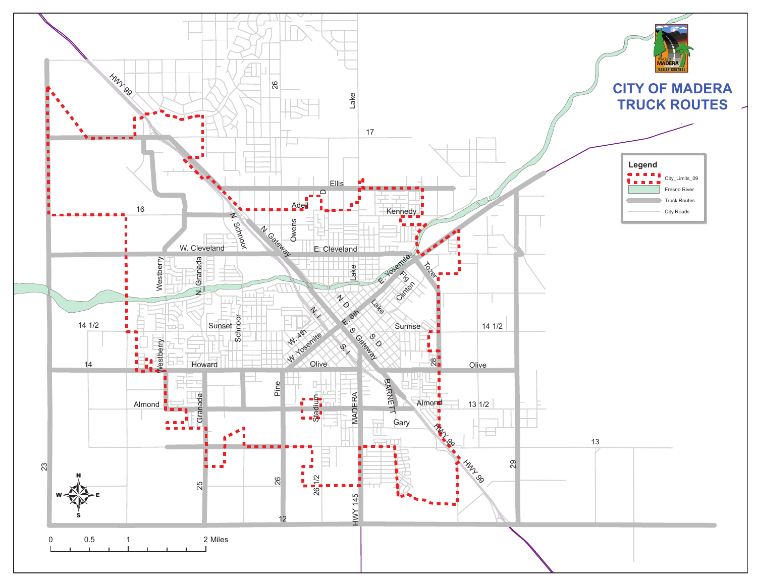# CITY OF MADERA TRUCK ROUTES

**Legend**

- City_Limits_09
- Fresno River
- Truck Routes
- City Roads

HWY 99
26
Lake
17
Ellis
D
Adell
Kennedy
16
N. Schnoor
N. Gateway
Owens
W. Cleveland
E. Cleveland
Westberry
N. Granada
Lake
E. Yosemite
Fig
Clinton
Tozer
N. D
N. I
6th
Lake
E. S. Gateway
S. D
S. I
W. 4th
W. Yosemite
Sunset
Schnoor
Sunrise
14 1/2
14 1/2
Westberry
14
Howard
Olive
28
Olive
Almond
Granada
Pine
Stadium
MADERA
BARNETT
Almond
13 1/2
Gary
HWY 99
HWY 99
13
23
25
26
26 1/2
HWY 145
12
29

N
W E
S

0 0.5 1 2 Miles